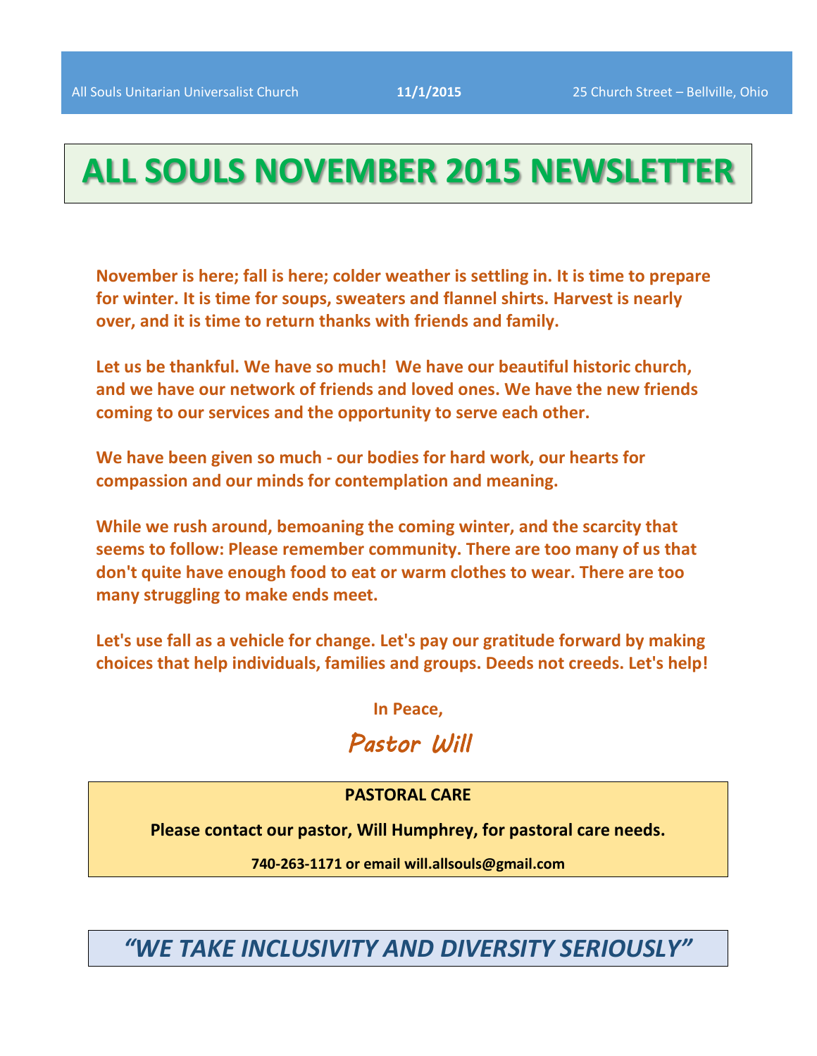All Souls Unitarian Universalist Church **11/1/2015** 25 Church Street – Bellville, Ohio

# ALL SOULS NOVEMBER 2015 NEWSLETTER

**November is here; fall is here; colder weather is settling in. It is time to prepare for winter. It is time for soups, sweaters and flannel shirts. Harvest is nearly over, and it is time to return thanks with friends and family.**

**Let us be thankful. We have so much! We have our beautiful historic church, and we have our network of friends and loved ones. We have the new friends coming to our services and the opportunity to serve each other.**

**We have been given so much - our bodies for hard work, our hearts for compassion and our minds for contemplation and meaning.**

**While we rush around, bemoaning the coming winter, and the scarcity that seems to follow: Please remember community. There are too many of us that don't quite have enough food to eat or warm clothes to wear. There are too many struggling to make ends meet.**

**Let's use fall as a vehicle for change. Let's pay our gratitude forward by making choices that help individuals, families and groups. Deeds not creeds. Let's help!**

**In Peace,**

*Pastor Will*

**PASTORAL CARE**

**Please contact our pastor, Will Humphrey, for pastoral care needs.**

**740-263-1171 or email will.allsouls@gmail.com**

***"WE TAKE INCLUSIVITY AND DIVERSITY SERIOUSLY"***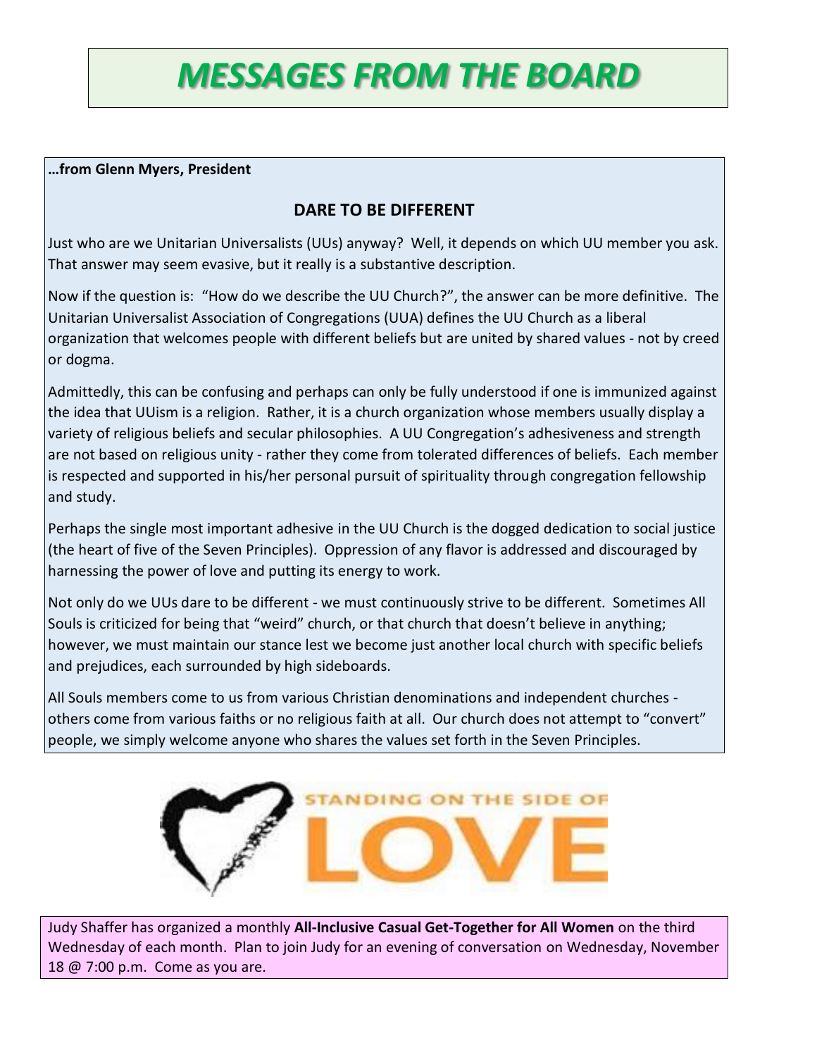# MESSAGES FROM THE BOARD

**…from Glenn Myers, President**

## DARE TO BE DIFFERENT

Just who are we Unitarian Universalists (UUs) anyway? Well, it depends on which UU member you ask. That answer may seem evasive, but it really is a substantive description.

Now if the question is: "How do we describe the UU Church?", the answer can be more definitive. The Unitarian Universalist Association of Congregations (UUA) defines the UU Church as a liberal organization that welcomes people with different beliefs but are united by shared values - not by creed or dogma.

Admittedly, this can be confusing and perhaps can only be fully understood if one is immunized against the idea that UUism is a religion. Rather, it is a church organization whose members usually display a variety of religious beliefs and secular philosophies. A UU Congregation's adhesiveness and strength are not based on religious unity - rather they come from tolerated differences of beliefs. Each member is respected and supported in his/her personal pursuit of spirituality through congregation fellowship and study.

Perhaps the single most important adhesive in the UU Church is the dogged dedication to social justice (the heart of five of the Seven Principles). Oppression of any flavor is addressed and discouraged by harnessing the power of love and putting its energy to work.

Not only do we UUs dare to be different - we must continuously strive to be different. Sometimes All Souls is criticized for being that "weird" church, or that church that doesn't believe in anything; however, we must maintain our stance lest we become just another local church with specific beliefs and prejudices, each surrounded by high sideboards.

All Souls members come to us from various Christian denominations and independent churches - others come from various faiths or no religious faith at all. Our church does not attempt to "convert" people, we simply welcome anyone who shares the values set forth in the Seven Principles.

STANDING ON THE SIDE OF LOVE

Judy Shaffer has organized a monthly **All-Inclusive Casual Get-Together for All Women** on the third Wednesday of each month. Plan to join Judy for an evening of conversation on Wednesday, November 18 @ 7:00 p.m. Come as you are.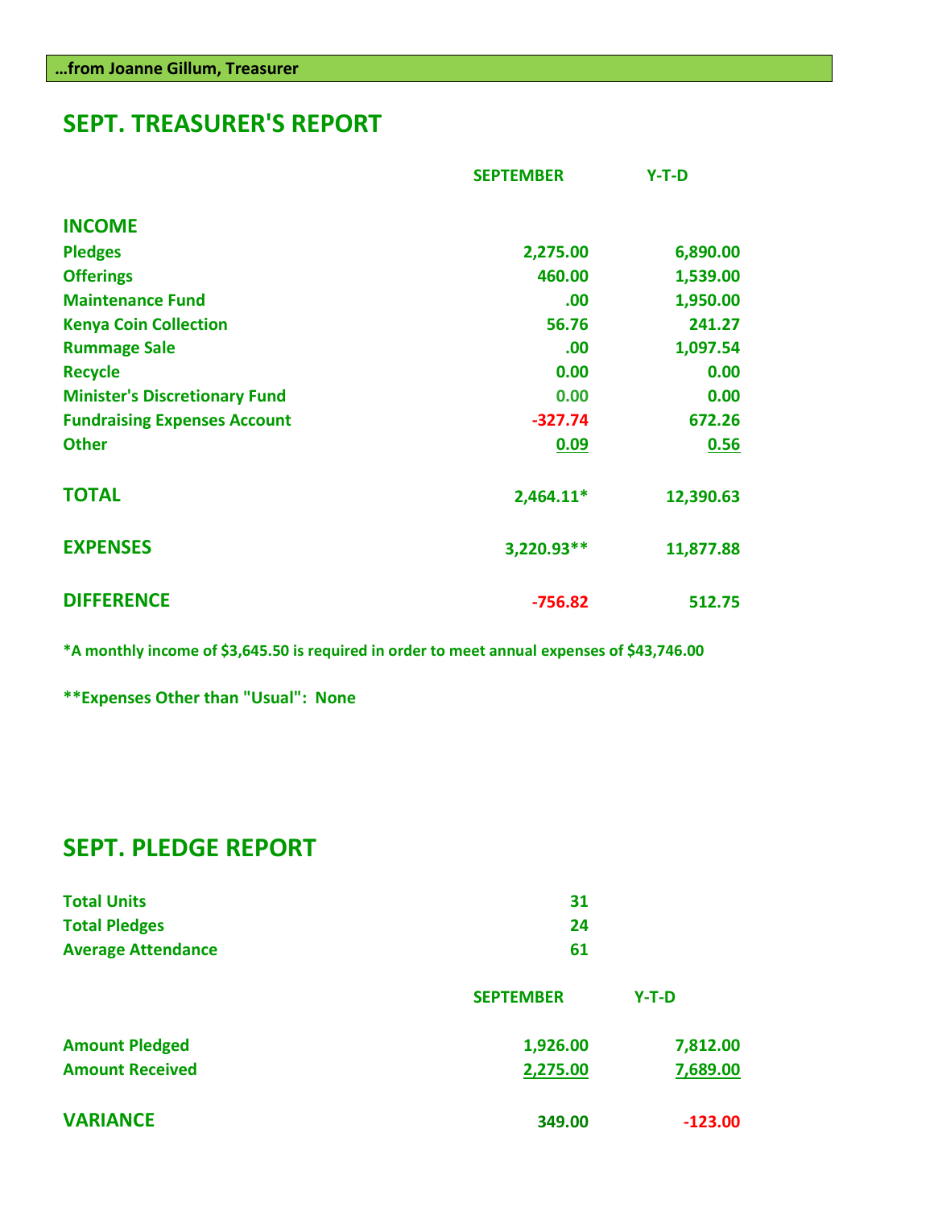**…from Joanne Gillum, Treasurer**

## SEPT. TREASURER'S REPORT

| | SEPTEMBER | Y-T-D |
|---|---|---|
| **INCOME** | | |
| Pledges | 2,275.00 | 6,890.00 |
| Offerings | 460.00 | 1,539.00 |
| Maintenance Fund | .00 | 1,950.00 |
| Kenya Coin Collection | 56.76 | 241.27 |
| Rummage Sale | .00 | 1,097.54 |
| Recycle | 0.00 | 0.00 |
| Minister's Discretionary Fund | 0.00 | 0.00 |
| Fundraising Expenses Account | -327.74 | 672.26 |
| Other | 0.09 | 0.56 |
| **TOTAL** | 2,464.11* | 12,390.63 |
| **EXPENSES** | 3,220.93** | 11,877.88 |
| **DIFFERENCE** | -756.82 | 512.75 |

*A monthly income of $3,645.50 is required in order to meet annual expenses of $43,746.00

**Expenses Other than "Usual": None

## SEPT. PLEDGE REPORT

| | |
|---|---|
| Total Units | 31 |
| Total Pledges | 24 |
| Average Attendance | 61 |

| | SEPTEMBER | Y-T-D |
|---|---|---|
| Amount Pledged | 1,926.00 | 7,812.00 |
| Amount Received | 2,275.00 | 7,689.00 |
| **VARIANCE** | 349.00 | -123.00 |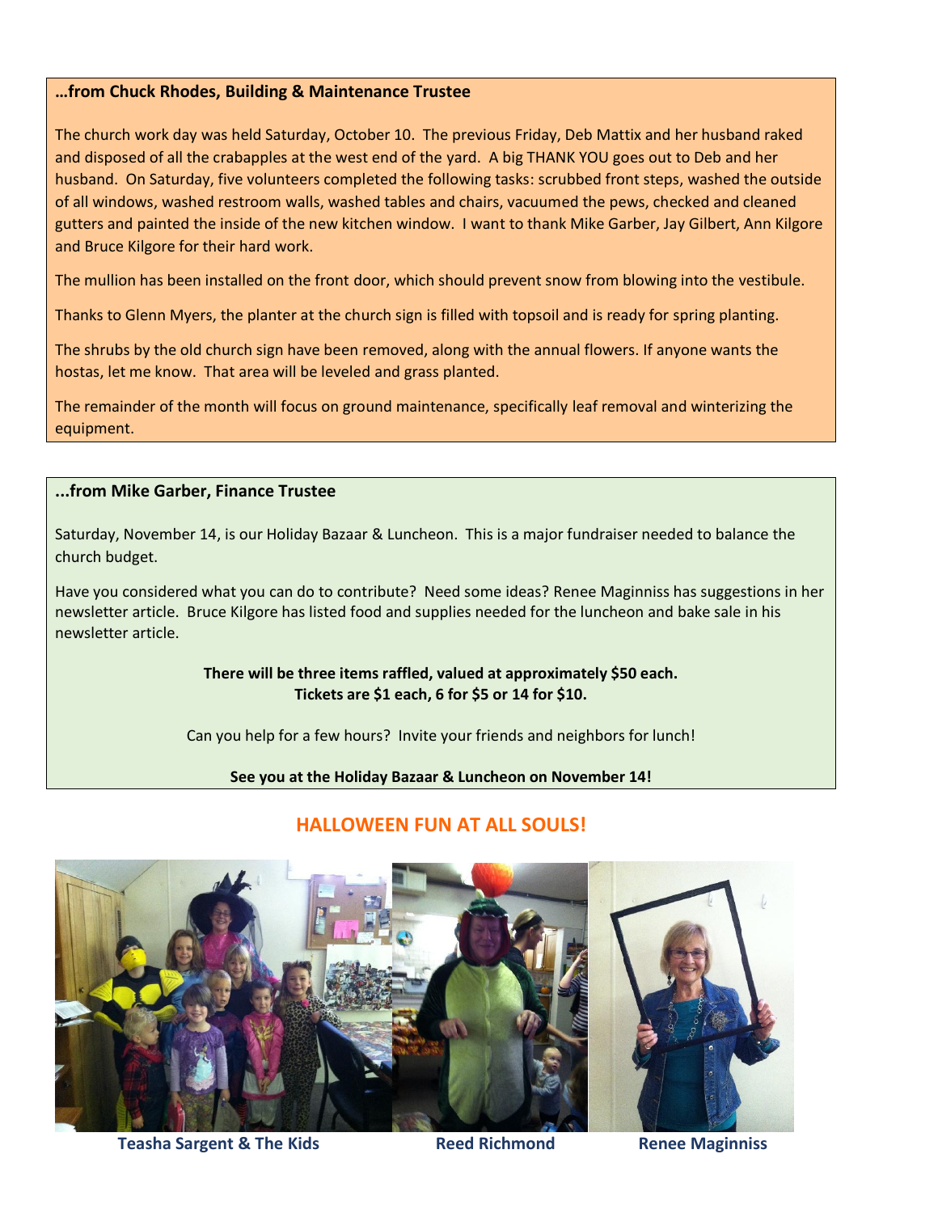**…from Chuck Rhodes, Building & Maintenance Trustee**

The church work day was held Saturday, October 10. The previous Friday, Deb Mattix and her husband raked and disposed of all the crabapples at the west end of the yard. A big THANK YOU goes out to Deb and her husband. On Saturday, five volunteers completed the following tasks: scrubbed front steps, washed the outside of all windows, washed restroom walls, washed tables and chairs, vacuumed the pews, checked and cleaned gutters and painted the inside of the new kitchen window. I want to thank Mike Garber, Jay Gilbert, Ann Kilgore and Bruce Kilgore for their hard work.

The mullion has been installed on the front door, which should prevent snow from blowing into the vestibule.

Thanks to Glenn Myers, the planter at the church sign is filled with topsoil and is ready for spring planting.

The shrubs by the old church sign have been removed, along with the annual flowers. If anyone wants the hostas, let me know. That area will be leveled and grass planted.

The remainder of the month will focus on ground maintenance, specifically leaf removal and winterizing the equipment.

**...from Mike Garber, Finance Trustee**

Saturday, November 14, is our Holiday Bazaar & Luncheon. This is a major fundraiser needed to balance the church budget.

Have you considered what you can do to contribute? Need some ideas? Renee Maginniss has suggestions in her newsletter article. Bruce Kilgore has listed food and supplies needed for the luncheon and bake sale in his newsletter article.

**There will be three items raffled, valued at approximately $50 each.**
**Tickets are $1 each, 6 for $5 or 14 for $10.**

Can you help for a few hours? Invite your friends and neighbors for lunch!

**See you at the Holiday Bazaar & Luncheon on November 14!**

## HALLOWEEN FUN AT ALL SOULS!

**Teasha Sargent & The Kids** **Reed Richmond** **Renee Maginniss**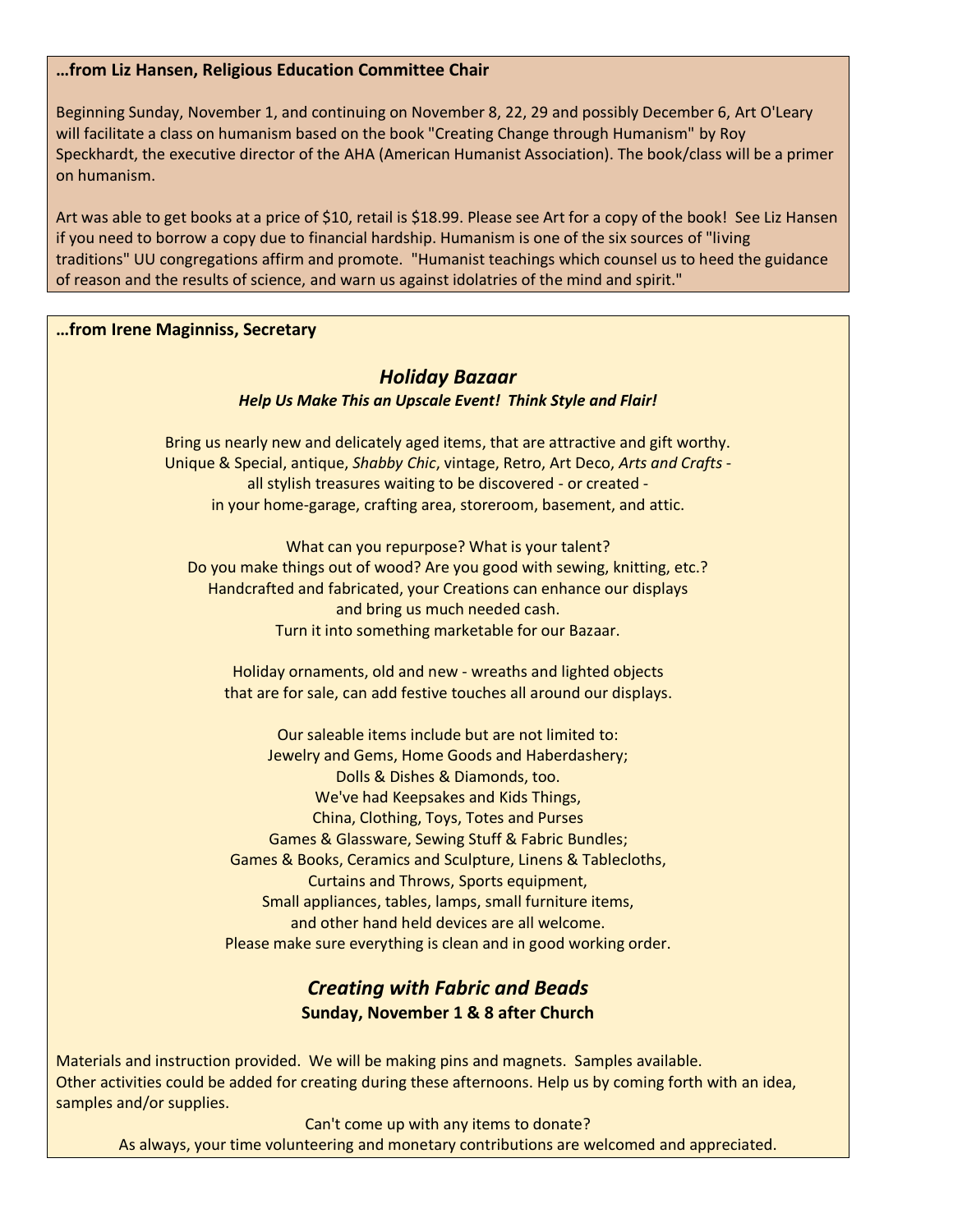**…from Liz Hansen, Religious Education Committee Chair**

Beginning Sunday, November 1, and continuing on November 8, 22, 29 and possibly December 6, Art O'Leary will facilitate a class on humanism based on the book "Creating Change through Humanism" by Roy Speckhardt, the executive director of the AHA (American Humanist Association). The book/class will be a primer on humanism.

Art was able to get books at a price of $10, retail is $18.99. Please see Art for a copy of the book! See Liz Hansen if you need to borrow a copy due to financial hardship. Humanism is one of the six sources of "living traditions" UU congregations affirm and promote. "Humanist teachings which counsel us to heed the guidance of reason and the results of science, and warn us against idolatries of the mind and spirit."

**…from Irene Maginniss, Secretary**

## *Holiday Bazaar*

***Help Us Make This an Upscale Event! Think Style and Flair!***

Bring us nearly new and delicately aged items, that are attractive and gift worthy.
Unique & Special, antique, *Shabby Chic*, vintage, Retro, Art Deco, *Arts and Crafts* -
all stylish treasures waiting to be discovered - or created -
in your home-garage, crafting area, storeroom, basement, and attic.

What can you repurpose? What is your talent?
Do you make things out of wood? Are you good with sewing, knitting, etc.?
Handcrafted and fabricated, your Creations can enhance our displays
and bring us much needed cash.
Turn it into something marketable for our Bazaar.

Holiday ornaments, old and new - wreaths and lighted objects
that are for sale, can add festive touches all around our displays.

Our saleable items include but are not limited to:
Jewelry and Gems, Home Goods and Haberdashery;
Dolls & Dishes & Diamonds, too.
We've had Keepsakes and Kids Things,
China, Clothing, Toys, Totes and Purses
Games & Glassware, Sewing Stuff & Fabric Bundles;
Games & Books, Ceramics and Sculpture, Linens & Tablecloths,
Curtains and Throws, Sports equipment,
Small appliances, tables, lamps, small furniture items,
and other hand held devices are all welcome.
Please make sure everything is clean and in good working order.

## *Creating with Fabric and Beads*

**Sunday, November 1 & 8 after Church**

Materials and instruction provided. We will be making pins and magnets. Samples available.
Other activities could be added for creating during these afternoons. Help us by coming forth with an idea, samples and/or supplies.

Can't come up with any items to donate?
As always, your time volunteering and monetary contributions are welcomed and appreciated.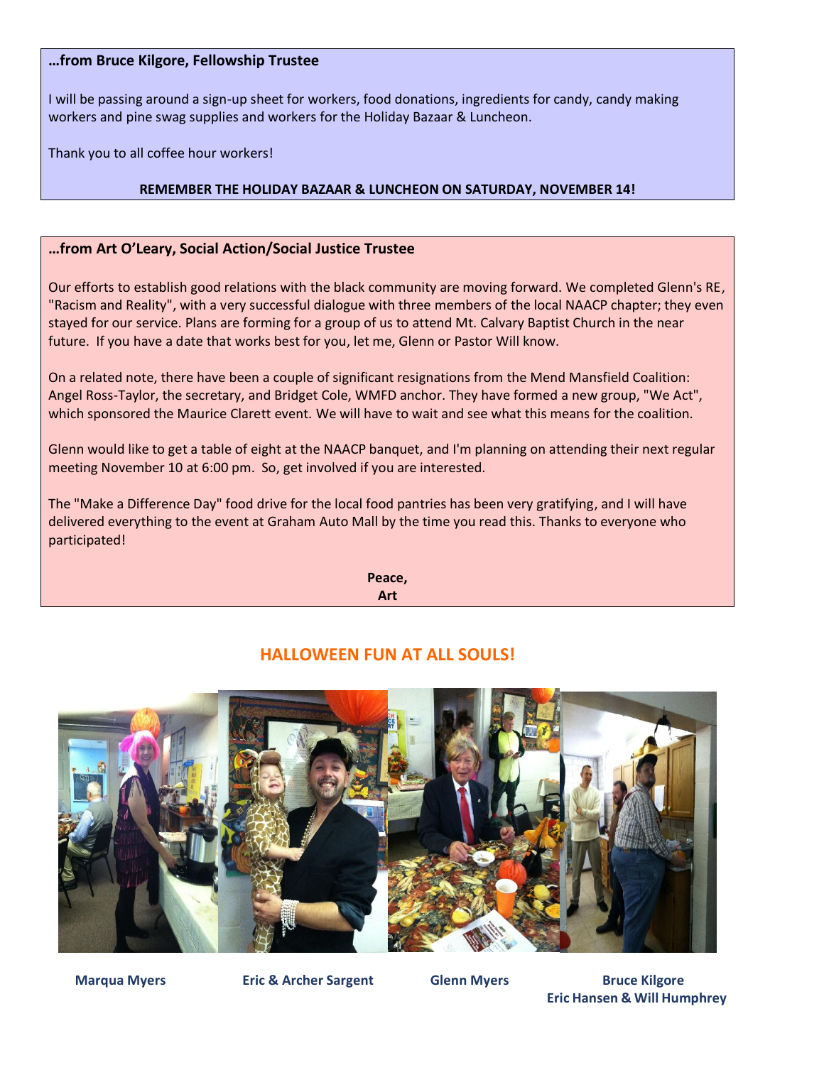### …from Bruce Kilgore, Fellowship Trustee

I will be passing around a sign-up sheet for workers, food donations, ingredients for candy, candy making workers and pine swag supplies and workers for the Holiday Bazaar & Luncheon.

Thank you to all coffee hour workers!

**REMEMBER THE HOLIDAY BAZAAR & LUNCHEON ON SATURDAY, NOVEMBER 14!**

### …from Art O'Leary, Social Action/Social Justice Trustee

Our efforts to establish good relations with the black community are moving forward. We completed Glenn's RE, "Racism and Reality", with a very successful dialogue with three members of the local NAACP chapter; they even stayed for our service. Plans are forming for a group of us to attend Mt. Calvary Baptist Church in the near future. If you have a date that works best for you, let me, Glenn or Pastor Will know.

On a related note, there have been a couple of significant resignations from the Mend Mansfield Coalition: Angel Ross-Taylor, the secretary, and Bridget Cole, WMFD anchor. They have formed a new group, "We Act", which sponsored the Maurice Clarett event. We will have to wait and see what this means for the coalition.

Glenn would like to get a table of eight at the NAACP banquet, and I'm planning on attending their next regular meeting November 10 at 6:00 pm. So, get involved if you are interested.

The "Make a Difference Day" food drive for the local food pantries has been very gratifying, and I will have delivered everything to the event at Graham Auto Mall by the time you read this. Thanks to everyone who participated!

**Peace,**
**Art**

## HALLOWEEN FUN AT ALL SOULS!

**Marqua Myers** | **Eric & Archer Sargent** | **Glenn Myers** | **Bruce Kilgore Eric Hansen & Will Humphrey**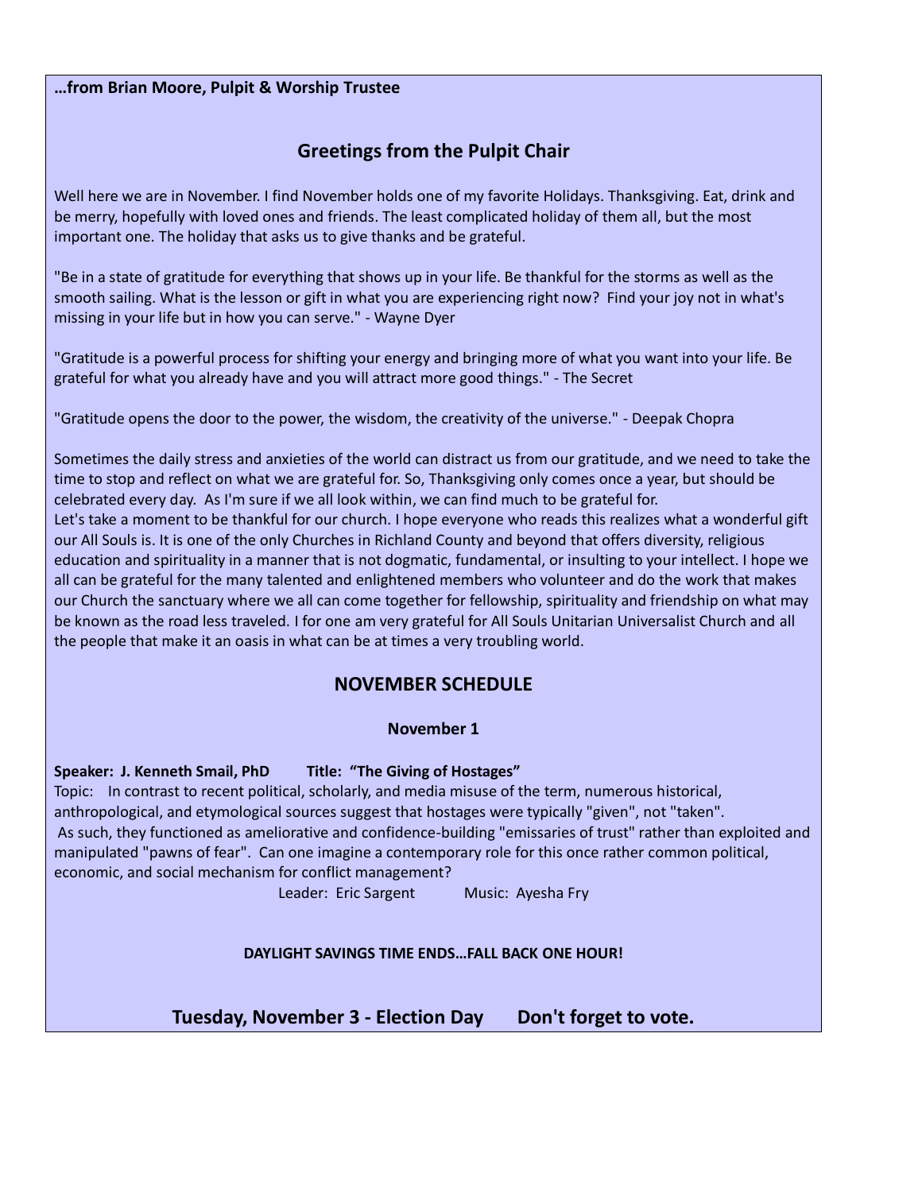**…from Brian Moore, Pulpit & Worship Trustee**

## Greetings from the Pulpit Chair

Well here we are in November. I find November holds one of my favorite Holidays. Thanksgiving. Eat, drink and be merry, hopefully with loved ones and friends. The least complicated holiday of them all, but the most important one. The holiday that asks us to give thanks and be grateful.

"Be in a state of gratitude for everything that shows up in your life. Be thankful for the storms as well as the smooth sailing. What is the lesson or gift in what you are experiencing right now? Find your joy not in what's missing in your life but in how you can serve." - Wayne Dyer

"Gratitude is a powerful process for shifting your energy and bringing more of what you want into your life. Be grateful for what you already have and you will attract more good things." - The Secret

"Gratitude opens the door to the power, the wisdom, the creativity of the universe." - Deepak Chopra

Sometimes the daily stress and anxieties of the world can distract us from our gratitude, and we need to take the time to stop and reflect on what we are grateful for. So, Thanksgiving only comes once a year, but should be celebrated every day. As I'm sure if we all look within, we can find much to be grateful for.
Let's take a moment to be thankful for our church. I hope everyone who reads this realizes what a wonderful gift our All Souls is. It is one of the only Churches in Richland County and beyond that offers diversity, religious education and spirituality in a manner that is not dogmatic, fundamental, or insulting to your intellect. I hope we all can be grateful for the many talented and enlightened members who volunteer and do the work that makes our Church the sanctuary where we all can come together for fellowship, spirituality and friendship on what may be known as the road less traveled. I for one am very grateful for All Souls Unitarian Universalist Church and all the people that make it an oasis in what can be at times a very troubling world.

## NOVEMBER SCHEDULE

### November 1

**Speaker: J. Kenneth Smail, PhD    Title: "The Giving of Hostages"**
Topic: In contrast to recent political, scholarly, and media misuse of the term, numerous historical, anthropological, and etymological sources suggest that hostages were typically "given", not "taken". As such, they functioned as ameliorative and confidence-building "emissaries of trust" rather than exploited and manipulated "pawns of fear". Can one imagine a contemporary role for this once rather common political, economic, and social mechanism for conflict management?

Leader: Eric Sargent    Music: Ayesha Fry

**DAYLIGHT SAVINGS TIME ENDS…FALL BACK ONE HOUR!**

## Tuesday, November 3 - Election Day    Don't forget to vote.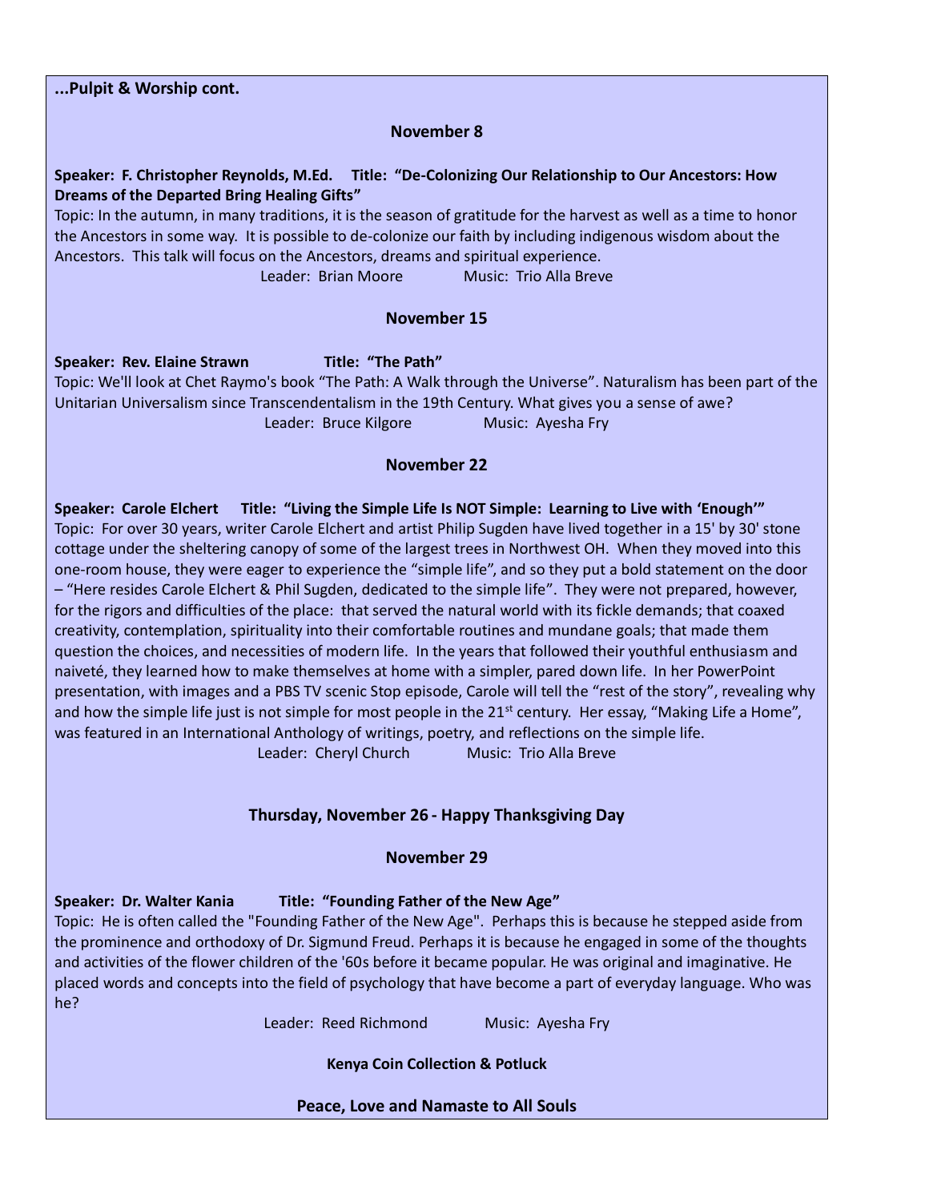**...Pulpit & Worship cont.**

**November 8**

**Speaker: F. Christopher Reynolds, M.Ed. Title: "De-Colonizing Our Relationship to Our Ancestors: How Dreams of the Departed Bring Healing Gifts"**

Topic: In the autumn, in many traditions, it is the season of gratitude for the harvest as well as a time to honor the Ancestors in some way. It is possible to de-colonize our faith by including indigenous wisdom about the Ancestors. This talk will focus on the Ancestors, dreams and spiritual experience.

Leader: Brian Moore Music: Trio Alla Breve

**November 15**

**Speaker: Rev. Elaine Strawn Title: "The Path"**

Topic: We'll look at Chet Raymo's book "The Path: A Walk through the Universe". Naturalism has been part of the Unitarian Universalism since Transcendentalism in the 19th Century. What gives you a sense of awe?

Leader: Bruce Kilgore Music: Ayesha Fry

**November 22**

**Speaker: Carole Elchert Title: "Living the Simple Life Is NOT Simple: Learning to Live with 'Enough'"**

Topic: For over 30 years, writer Carole Elchert and artist Philip Sugden have lived together in a 15' by 30' stone cottage under the sheltering canopy of some of the largest trees in Northwest OH. When they moved into this one-room house, they were eager to experience the "simple life", and so they put a bold statement on the door – "Here resides Carole Elchert & Phil Sugden, dedicated to the simple life". They were not prepared, however, for the rigors and difficulties of the place: that served the natural world with its fickle demands; that coaxed creativity, contemplation, spirituality into their comfortable routines and mundane goals; that made them question the choices, and necessities of modern life. In the years that followed their youthful enthusiasm and naiveté, they learned how to make themselves at home with a simpler, pared down life. In her PowerPoint presentation, with images and a PBS TV scenic Stop episode, Carole will tell the "rest of the story", revealing why and how the simple life just is not simple for most people in the 21st century. Her essay, "Making Life a Home", was featured in an International Anthology of writings, poetry, and reflections on the simple life.

Leader: Cheryl Church Music: Trio Alla Breve

**Thursday, November 26 - Happy Thanksgiving Day**

**November 29**

**Speaker: Dr. Walter Kania Title: "Founding Father of the New Age"**

Topic: He is often called the "Founding Father of the New Age". Perhaps this is because he stepped aside from the prominence and orthodoxy of Dr. Sigmund Freud. Perhaps it is because he engaged in some of the thoughts and activities of the flower children of the '60s before it became popular. He was original and imaginative. He placed words and concepts into the field of psychology that have become a part of everyday language. Who was he?

Leader: Reed Richmond Music: Ayesha Fry

**Kenya Coin Collection & Potluck**

**Peace, Love and Namaste to All Souls**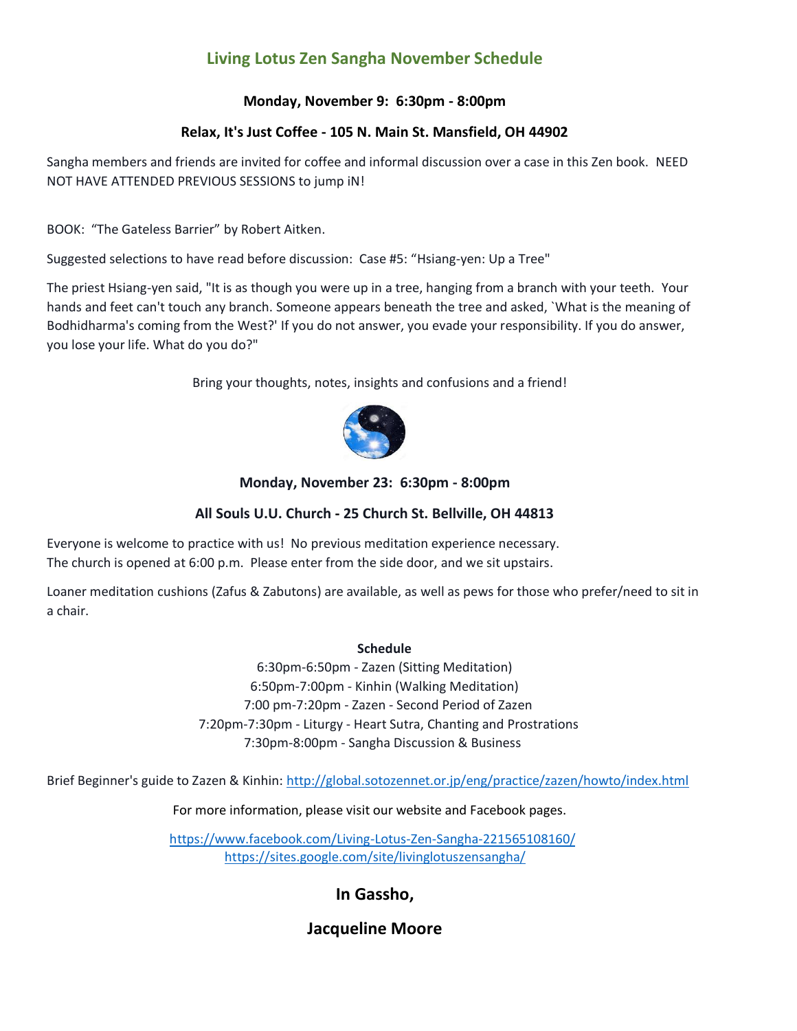## Living Lotus Zen Sangha November Schedule

**Monday, November 9: 6:30pm - 8:00pm**

**Relax, It's Just Coffee - 105 N. Main St. Mansfield, OH 44902**

Sangha members and friends are invited for coffee and informal discussion over a case in this Zen book. NEED NOT HAVE ATTENDED PREVIOUS SESSIONS to jump iN!

BOOK: "The Gateless Barrier" by Robert Aitken.

Suggested selections to have read before discussion: Case #5: "Hsiang-yen: Up a Tree"

The priest Hsiang-yen said, "It is as though you were up in a tree, hanging from a branch with your teeth. Your hands and feet can't touch any branch. Someone appears beneath the tree and asked, `What is the meaning of Bodhidharma's coming from the West?' If you do not answer, you evade your responsibility. If you do answer, you lose your life. What do you do?"

Bring your thoughts, notes, insights and confusions and a friend!

**Monday, November 23: 6:30pm - 8:00pm**

**All Souls U.U. Church - 25 Church St. Bellville, OH 44813**

Everyone is welcome to practice with us! No previous meditation experience necessary.
The church is opened at 6:00 p.m. Please enter from the side door, and we sit upstairs.

Loaner meditation cushions (Zafus & Zabutons) are available, as well as pews for those who prefer/need to sit in a chair.

**Schedule**

6:30pm-6:50pm - Zazen (Sitting Meditation)
6:50pm-7:00pm - Kinhin (Walking Meditation)
7:00 pm-7:20pm - Zazen - Second Period of Zazen
7:20pm-7:30pm - Liturgy - Heart Sutra, Chanting and Prostrations
7:30pm-8:00pm - Sangha Discussion & Business

Brief Beginner's guide to Zazen & Kinhin: http://global.sotozennet.or.jp/eng/practice/zazen/howto/index.html

For more information, please visit our website and Facebook pages.

https://www.facebook.com/Living-Lotus-Zen-Sangha-221565108160/
https://sites.google.com/site/livinglotuszensangha/

**In Gassho,**

**Jacqueline Moore**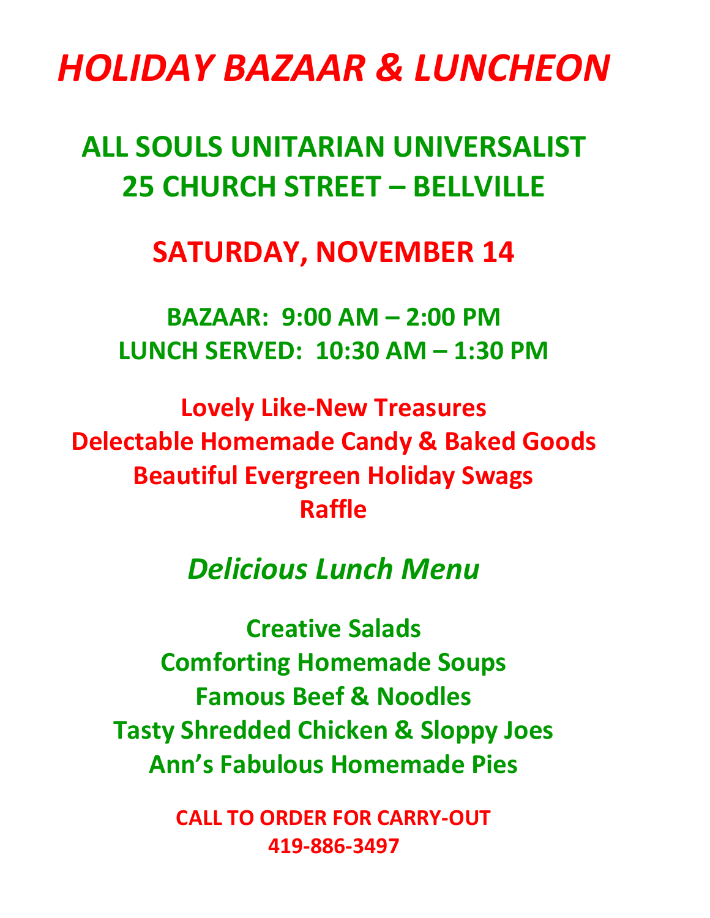# *HOLIDAY BAZAAR & LUNCHEON*

## ALL SOULS UNITARIAN UNIVERSALIST
## 25 CHURCH STREET – BELLVILLE

## SATURDAY, NOVEMBER 14

**BAZAAR: 9:00 AM – 2:00 PM**
**LUNCH SERVED: 10:30 AM – 1:30 PM**

**Lovely Like-New Treasures**
**Delectable Homemade Candy & Baked Goods**
**Beautiful Evergreen Holiday Swags**
**Raffle**

## *Delicious Lunch Menu*

**Creative Salads**
**Comforting Homemade Soups**
**Famous Beef & Noodles**
**Tasty Shredded Chicken & Sloppy Joes**
**Ann's Fabulous Homemade Pies**

**CALL TO ORDER FOR CARRY-OUT**
**419-886-3497**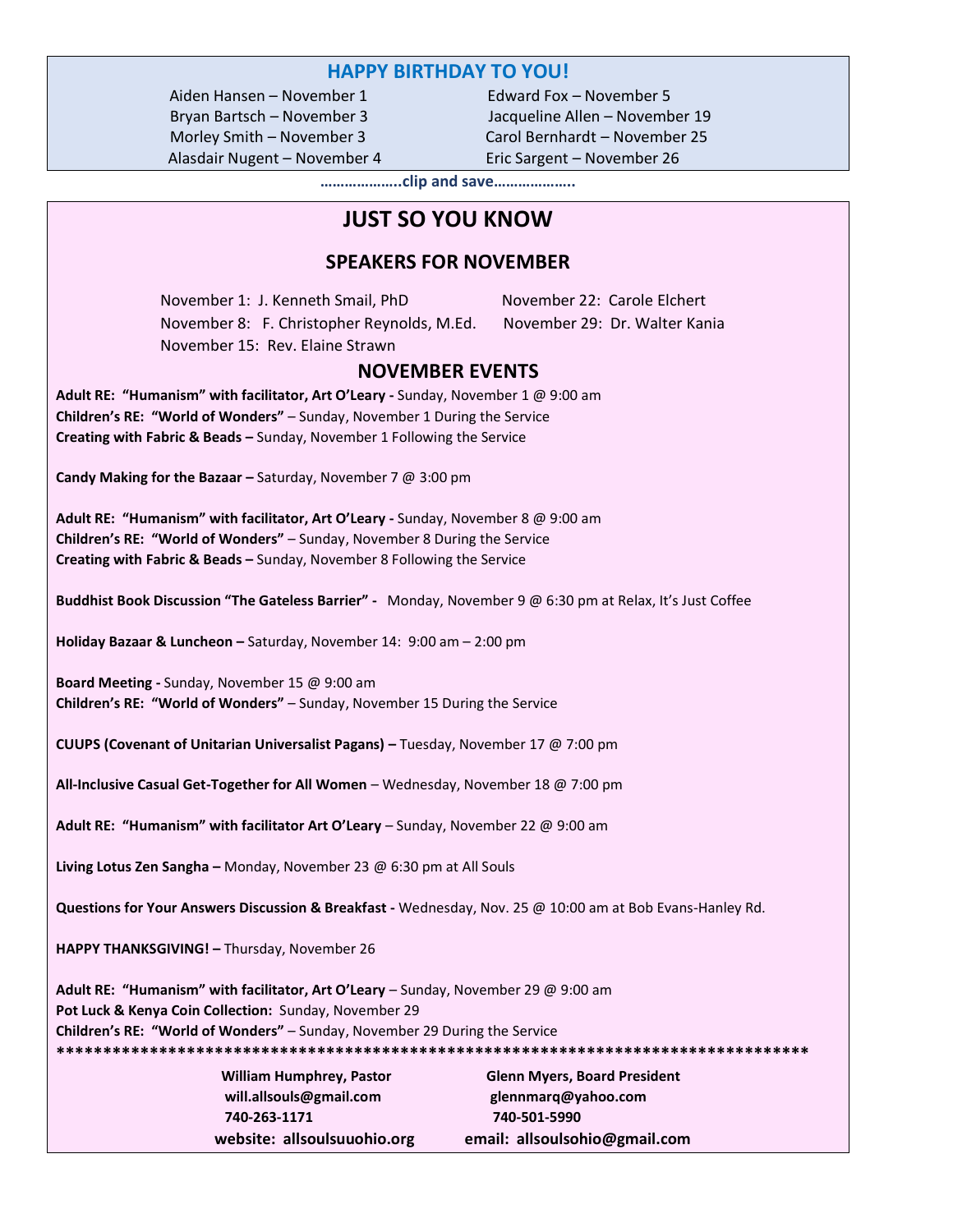## HAPPY BIRTHDAY TO YOU!

Aiden Hansen – November 1
Bryan Bartsch – November 3
Morley Smith – November 3
Alasdair Nugent – November 4
Edward Fox – November 5
Jacqueline Allen – November 19
Carol Bernhardt – November 25
Eric Sargent – November 26

**………………..clip and save………………..**

# JUST SO YOU KNOW

## SPEAKERS FOR NOVEMBER

November 1: J. Kenneth Smail, PhD
November 8: F. Christopher Reynolds, M.Ed.
November 15: Rev. Elaine Strawn
November 22: Carole Elchert
November 29: Dr. Walter Kania

## NOVEMBER EVENTS

**Adult RE: "Humanism" with facilitator, Art O'Leary -** Sunday, November 1 @ 9:00 am
**Children's RE: "World of Wonders"** – Sunday, November 1 During the Service
**Creating with Fabric & Beads –** Sunday, November 1 Following the Service

**Candy Making for the Bazaar –** Saturday, November 7 @ 3:00 pm

**Adult RE: "Humanism" with facilitator, Art O'Leary -** Sunday, November 8 @ 9:00 am
**Children's RE: "World of Wonders"** – Sunday, November 8 During the Service
**Creating with Fabric & Beads –** Sunday, November 8 Following the Service

**Buddhist Book Discussion "The Gateless Barrier" -** Monday, November 9 @ 6:30 pm at Relax, It's Just Coffee

**Holiday Bazaar & Luncheon –** Saturday, November 14: 9:00 am – 2:00 pm

**Board Meeting -** Sunday, November 15 @ 9:00 am
**Children's RE: "World of Wonders"** – Sunday, November 15 During the Service

**CUUPS (Covenant of Unitarian Universalist Pagans) –** Tuesday, November 17 @ 7:00 pm

**All-Inclusive Casual Get-Together for All Women** – Wednesday, November 18 @ 7:00 pm

**Adult RE: "Humanism" with facilitator Art O'Leary** – Sunday, November 22 @ 9:00 am

**Living Lotus Zen Sangha –** Monday, November 23 @ 6:30 pm at All Souls

**Questions for Your Answers Discussion & Breakfast -** Wednesday, Nov. 25 @ 10:00 am at Bob Evans-Hanley Rd.

**HAPPY THANKSGIVING! –** Thursday, November 26

**Adult RE: "Humanism" with facilitator, Art O'Leary** – Sunday, November 29 @ 9:00 am
**Pot Luck & Kenya Coin Collection:** Sunday, November 29
**Children's RE: "World of Wonders"** – Sunday, November 29 During the Service

**********************************************************************************

**William Humphrey, Pastor**
**will.allsouls@gmail.com**
**740-263-1171**

**Glenn Myers, Board President**
**glennmarq@yahoo.com**
**740-501-5990**

**website: allsoulsuuohio.org** **email: allsoulsohio@gmail.com**